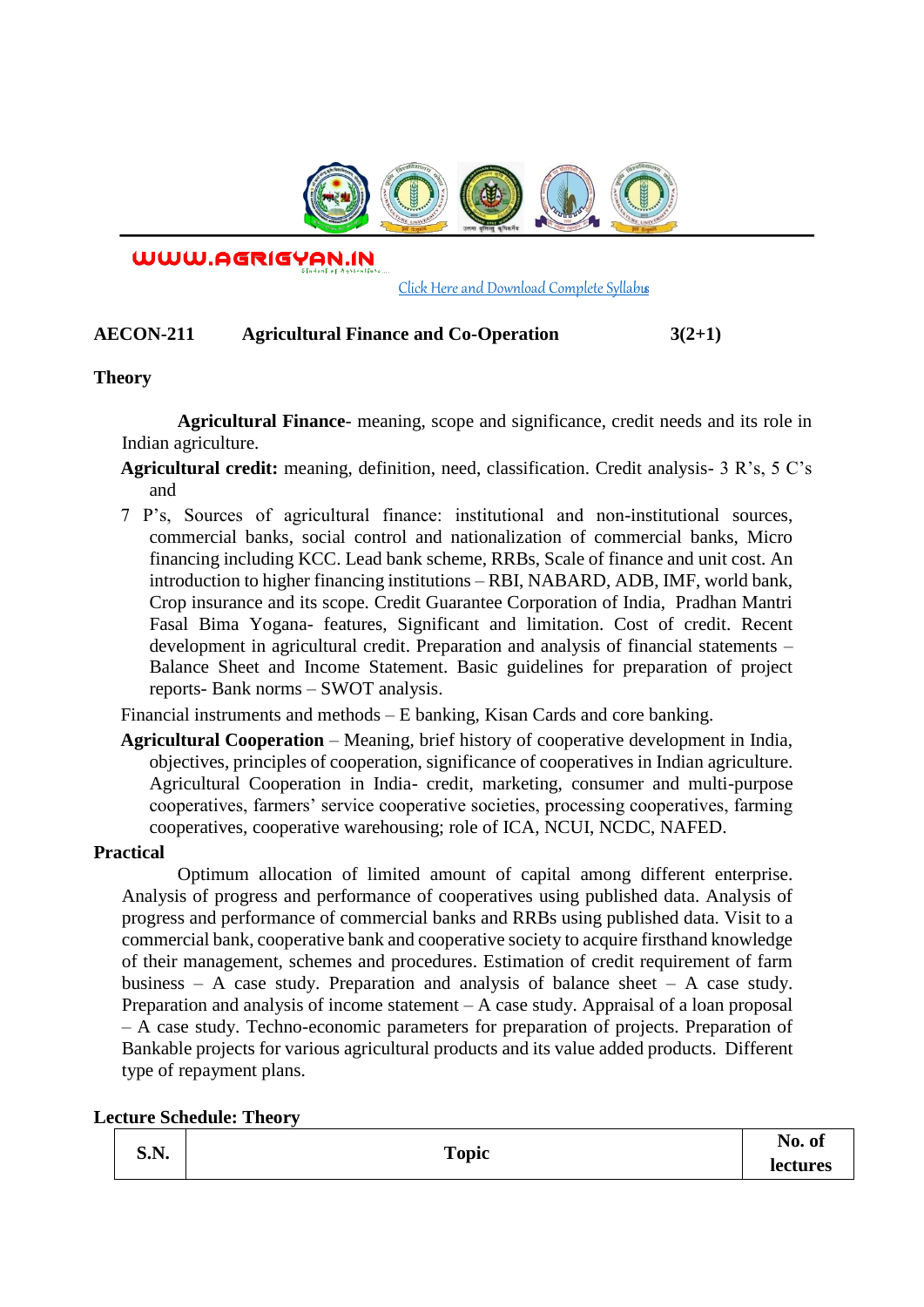WWW.AGRIGYAN.IN

[Click Here and Download Complete Syllabus]

**AECON-211 Agricultural Finance and Co-Operation 3(2+1)**

**Theory**

**Agricultural Finance**- meaning, scope and significance, credit needs and its role in Indian agriculture.

**Agricultural credit:** meaning, definition, need, classification. Credit analysis- 3 R's, 5 C's and

7 P's, Sources of agricultural finance: institutional and non-institutional sources, commercial banks, social control and nationalization of commercial banks, Micro financing including KCC. Lead bank scheme, RRBs, Scale of finance and unit cost. An introduction to higher financing institutions – RBI, NABARD, ADB, IMF, world bank, Crop insurance and its scope. Credit Guarantee Corporation of India, Pradhan Mantri Fasal Bima Yogana- features, Significant and limitation. Cost of credit. Recent development in agricultural credit. Preparation and analysis of financial statements – Balance Sheet and Income Statement. Basic guidelines for preparation of project reports- Bank norms – SWOT analysis.

Financial instruments and methods – E banking, Kisan Cards and core banking.

**Agricultural Cooperation** – Meaning, brief history of cooperative development in India, objectives, principles of cooperation, significance of cooperatives in Indian agriculture. Agricultural Cooperation in India- credit, marketing, consumer and multi-purpose cooperatives, farmers' service cooperative societies, processing cooperatives, farming cooperatives, cooperative warehousing; role of ICA, NCUI, NCDC, NAFED.

**Practical**

Optimum allocation of limited amount of capital among different enterprise. Analysis of progress and performance of cooperatives using published data. Analysis of progress and performance of commercial banks and RRBs using published data. Visit to a commercial bank, cooperative bank and cooperative society to acquire firsthand knowledge of their management, schemes and procedures. Estimation of credit requirement of farm business – A case study. Preparation and analysis of balance sheet – A case study. Preparation and analysis of income statement – A case study. Appraisal of a loan proposal – A case study. Techno-economic parameters for preparation of projects. Preparation of Bankable projects for various agricultural products and its value added products. Different type of repayment plans.

**Lecture Schedule: Theory**

| S.N. | Topic | No. of lectures |
|---|---|---|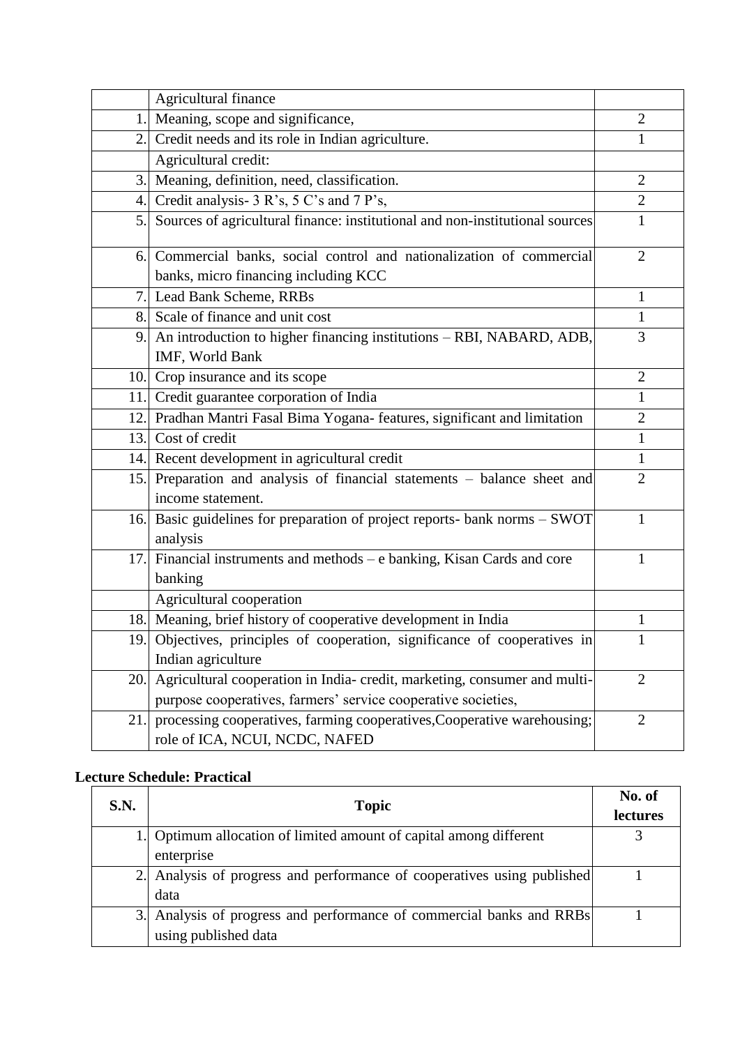| | | |
|---|---|---|
| | Agricultural finance | |
| 1. | Meaning, scope and significance, | 2 |
| 2. | Credit needs and its role in Indian agriculture. | 1 |
| | Agricultural credit: | |
| 3. | Meaning, definition, need, classification. | 2 |
| 4. | Credit analysis- 3 R's, 5 C's and 7 P's, | 2 |
| 5. | Sources of agricultural finance: institutional and non-institutional sources | 1 |
| 6. | Commercial banks, social control and nationalization of commercial banks, micro financing including KCC | 2 |
| 7. | Lead Bank Scheme, RRBs | 1 |
| 8. | Scale of finance and unit cost | 1 |
| 9. | An introduction to higher financing institutions – RBI, NABARD, ADB, IMF, World Bank | 3 |
| 10. | Crop insurance and its scope | 2 |
| 11. | Credit guarantee corporation of India | 1 |
| 12. | Pradhan Mantri Fasal Bima Yogana- features, significant and limitation | 2 |
| 13. | Cost of credit | 1 |
| 14. | Recent development in agricultural credit | 1 |
| 15. | Preparation and analysis of financial statements – balance sheet and income statement. | 2 |
| 16. | Basic guidelines for preparation of project reports- bank norms – SWOT analysis | 1 |
| 17. | Financial instruments and methods – e banking, Kisan Cards and core banking | 1 |
| | Agricultural cooperation | |
| 18. | Meaning, brief history of cooperative development in India | 1 |
| 19. | Objectives, principles of cooperation, significance of cooperatives in Indian agriculture | 1 |
| 20. | Agricultural cooperation in India- credit, marketing, consumer and multi-purpose cooperatives, farmers' service cooperative societies, | 2 |
| 21. | processing cooperatives, farming cooperatives,Cooperative warehousing; role of ICA, NCUI, NCDC, NAFED | 2 |

**Lecture Schedule: Practical**

| S.N. | Topic | No. of lectures |
|---|---|---|
| 1. | Optimum allocation of limited amount of capital among different enterprise | 3 |
| 2. | Analysis of progress and performance of cooperatives using published data | 1 |
| 3. | Analysis of progress and performance of commercial banks and RRBs using published data | 1 |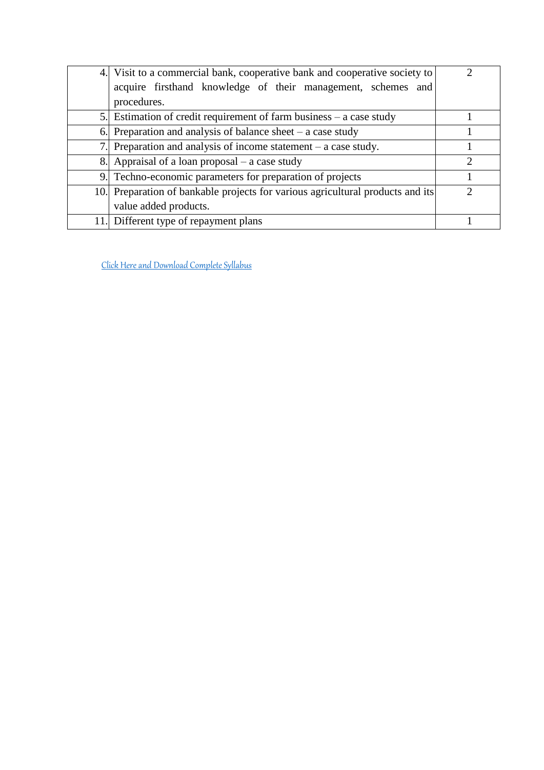| | | |
|---|---|---|
| 4. | Visit to a commercial bank, cooperative bank and cooperative society to acquire firsthand knowledge of their management, schemes and procedures. | 2 |
| 5. | Estimation of credit requirement of farm business – a case study | 1 |
| 6. | Preparation and analysis of balance sheet – a case study | 1 |
| 7. | Preparation and analysis of income statement – a case study. | 1 |
| 8. | Appraisal of a loan proposal – a case study | 2 |
| 9. | Techno-economic parameters for preparation of projects | 1 |
| 10. | Preparation of bankable projects for various agricultural products and its value added products. | 2 |
| 11. | Different type of repayment plans | 1 |

Click Here and Download Complete Syllabus